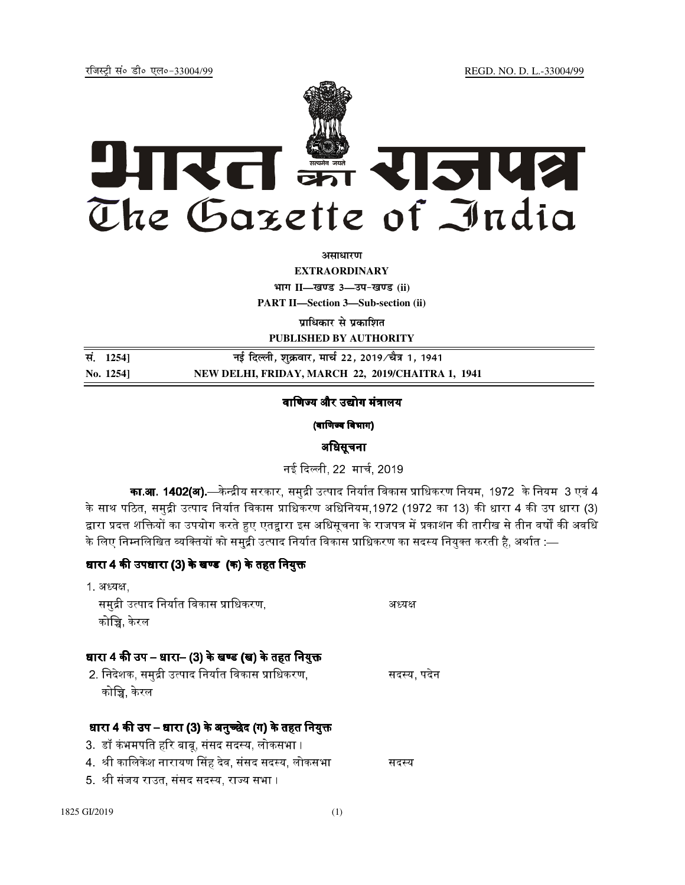रजिस्ट्री सं० डी० एल०-33004/99 REGD. NO. D. L.-33004/99

# भारत का राजपत्र
# The Gazette of India

**असाधारण**

**EXTRAORDINARY**

**भाग II—खण्ड 3—उप-खण्ड (ii)**

**PART II—Section 3—Sub-section (ii)**

**प्राधिकार से प्रकाशित**

**PUBLISHED BY AUTHORITY**

| | |
|---|---|
| **सं. 1254]** | **नई दिल्ली, शुक्रवार, मार्च 22, 2019/चैत्र 1, 1941** |
| **No. 1254]** | **NEW DELHI, FRIDAY, MARCH 22, 2019/CHAITRA 1, 1941** |

## वाणिज्य और उद्योग मंत्रालय

**(वाणिज्य विभाग)**

## अधिसूचना

नई दिल्ली, 22 मार्च, 2019

**का.आ. 1402(अ).**—केन्द्रीय सरकार, समुद्री उत्पाद निर्यात विकास प्राधिकरण नियम, 1972 के नियम 3 एवं 4 के साथ पठित, समुद्री उत्पाद निर्यात विकास प्राधिकरण अधिनियम,1972 (1972 का 13) की धारा 4 की उप धारा (3) द्वारा प्रदत्त शक्तियों का उपयोग करते हुए एतद्वारा इस अधिसूचना के राजपत्र में प्रकाशन की तारीख से तीन वर्षों की अवधि के लिए निम्नलिखित व्यक्तियों को समुद्री उत्पाद निर्यात विकास प्राधिकरण का सदस्य नियुक्त करती है, अर्थात :—

### धारा 4 की उपधारा (3) के खण्ड (क) के तहत नियुक्त

1. अध्यक्ष,
समुद्री उत्पाद निर्यात विकास प्राधिकरण, कोच्चि, केरल — अध्यक्ष

### धारा 4 की उप – धारा– (3) के खण्ड (ख) के तहत नियुक्त

2. निदेशक, समुद्री उत्पाद निर्यात विकास प्राधिकरण, कोच्चि, केरल — सदस्य, पदेन

### धारा 4 की उप – धारा (3) के अनुच्छेद (ग) के तहत नियुक्त

3. डॉ कंभमपति हरि बाबू, संसद सदस्य, लोकसभा।
4. श्री कालिकेश नारायण सिंह देव, संसद सदस्य, लोकसभा — सदस्य
5. श्री संजय राउत, संसद सदस्य, राज्य सभा।

1825 GI/2019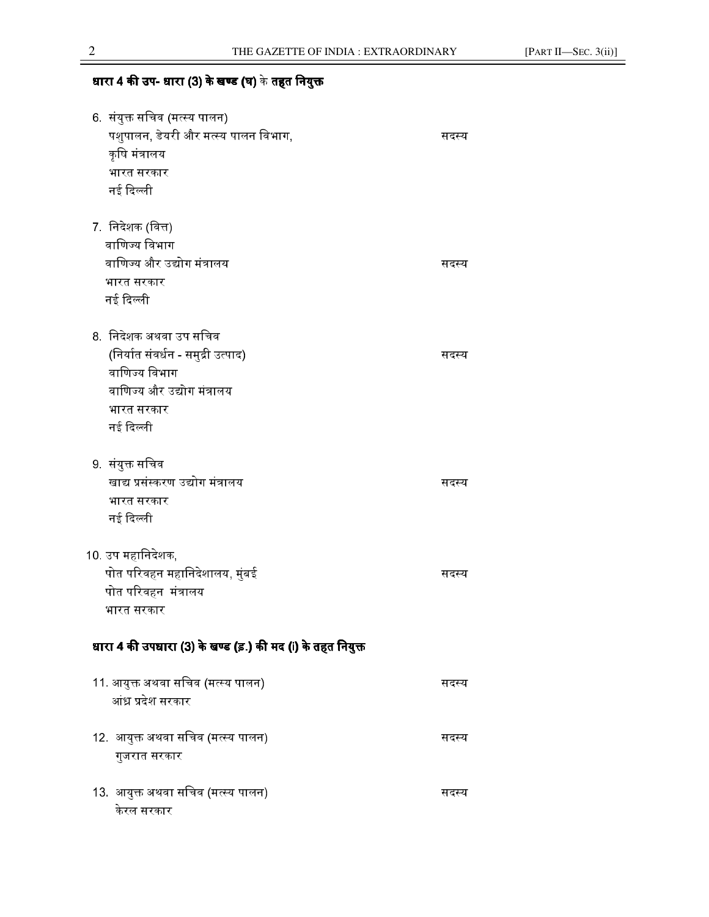**धारा 4 की उप- धारा (3) के खण्ड (घ) के तहत नियुक्त**

| | |
|---|---|
| 6. संयुक्त सचिव (मत्स्य पालन)<br>पशुपालन, डेयरी और मत्स्य पालन विभाग,<br>कृषि मंत्रालय<br>भारत सरकार<br>नई दिल्ली | सदस्य |
| 7. निदेशक (वित्त)<br>वाणिज्य विभाग<br>वाणिज्य और उद्योग मंत्रालय<br>भारत सरकार<br>नई दिल्ली | सदस्य |
| 8. निदेशक अथवा उप सचिव<br>(निर्यात संवर्धन - समुद्री उत्पाद)<br>वाणिज्य विभाग<br>वाणिज्य और उद्योग मंत्रालय<br>भारत सरकार<br>नई दिल्ली | सदस्य |
| 9. संयुक्त सचिव<br>खाद्य प्रसंस्करण उद्योग मंत्रालय<br>भारत सरकार<br>नई दिल्ली | सदस्य |
| 10. उप महानिदेशक,<br>पोत परिवहन महानिदेशालय, मुंबई<br>पोत परिवहन मंत्रालय<br>भारत सरकार | सदस्य |

**धारा 4 की उपधारा (3) के खण्ड (ङ.) की मद (i) के तहत नियुक्त**

| | |
|---|---|
| 11. आयुक्त अथवा सचिव (मत्स्य पालन)<br>आंध्र प्रदेश सरकार | सदस्य |
| 12. आयुक्त अथवा सचिव (मत्स्य पालन)<br>गुजरात सरकार | सदस्य |
| 13. आयुक्त अथवा सचिव (मत्स्य पालन)<br>केरल सरकार | सदस्य |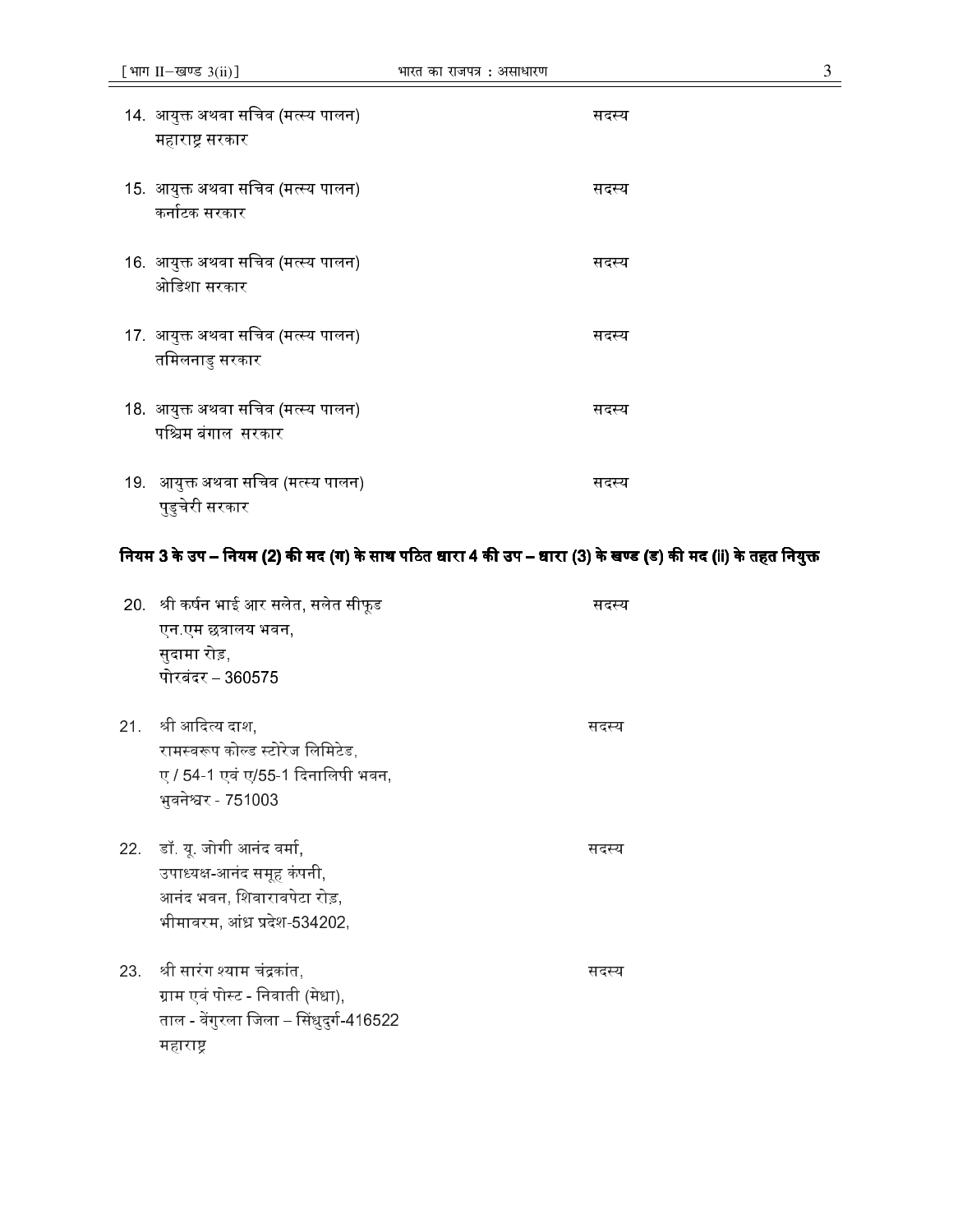14. आयुक्त अथवा सचिव (मत्स्य पालन) महाराष्ट्र सरकार — सदस्य

15. आयुक्त अथवा सचिव (मत्स्य पालन) कर्नाटक सरकार — सदस्य

16. आयुक्त अथवा सचिव (मत्स्य पालन) ओडिशा सरकार — सदस्य

17. आयुक्त अथवा सचिव (मत्स्य पालन) तमिलनाडु सरकार — सदस्य

18. आयुक्त अथवा सचिव (मत्स्य पालन) पश्चिम बंगाल सरकार — सदस्य

19. आयुक्त अथवा सचिव (मत्स्य पालन) पुडुचेरी सरकार — सदस्य

**नियम 3 के उप – नियम (2) की मद (ग) के साथ पठित धारा 4 की उप – धारा (3) के खण्ड (ड) की मद (ii) के तहत नियुक्त**

20. श्री कर्षन भाई आर सलेत, सलेत सीफूड, एन.एम छत्रालय भवन, सुदामा रोड, पोरबंदर – 360575 — सदस्य

21. श्री आदित्य दाश, रामस्वरूप कोल्ड स्टोरेज लिमिटेड, ए / 54-1 एवं ए/55-1 दिनालिपी भवन, भुवनेश्वर - 751003 — सदस्य

22. डॉ. यू. जोगी आनंद वर्मा, उपाध्यक्ष-आनंद समूह कंपनी, आनंद भवन, शिवारावपेटा रोड़, भीमावरम, आंध्र प्रदेश-534202, — सदस्य

23. श्री सारंग श्याम चंद्रकांत, ग्राम एवं पोस्ट - निवाती (मेधा), ताल - वेंगुरला जिला – सिंधुदुर्ग-416522 महाराष्ट्र — सदस्य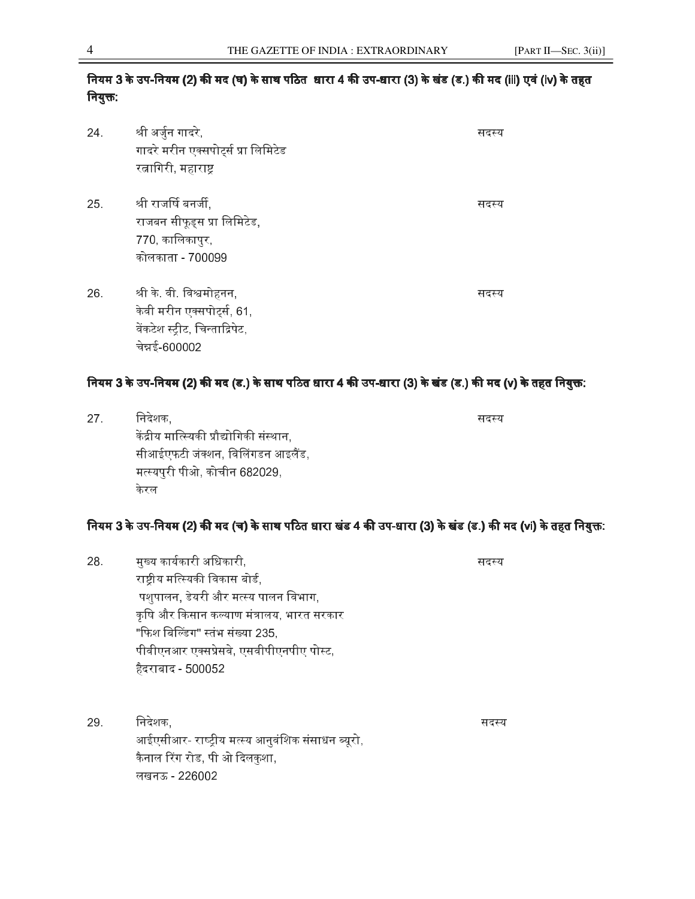**नियम 3 के उप-नियम (2) की मद (घ) के साथ पठित धारा 4 की उप-धारा (3) के खंड (ड.) की मद (iii) एवं (iv) के तहत नियुक्त:**

24. श्री अर्जुन गादरे, — सदस्य
    गादरे मरीन एक्सपोर्ट्स प्रा लिमिटेड
    रत्नागिरी, महाराष्ट्र

25. श्री राजर्षि बनर्जी, — सदस्य
    राजबन सीफूड्स प्रा लिमिटेड,
    770, कालिकापुर,
    कोलकाता - 700099

26. श्री के. वी. विश्वमोहनन, — सदस्य
    केवी मरीन एक्सपोर्ट्स, 61,
    वेंकटेश स्ट्रीट, चिन्ताद्रिपेट,
    चेन्नई-600002

**नियम 3 के उप-नियम (2) की मद (ड.) के साथ पठित धारा 4 की उप-धारा (3) के खंड (ड.) की मद (v) के तहत नियुक्त:**

27. निदेशक, — सदस्य
    केंद्रीय मात्स्यिकी प्रौद्योगिकी संस्थान,
    सीआईएफटी जंक्शन, विलिंगडन आइलैंड,
    मत्स्यपुरी पीओ, कोचीन 682029,
    केरल

**नियम 3 के उप-नियम (2) की मद (च) के साथ पठित धारा खंड 4 की उप-धारा (3) के खंड (ड.) की मद (vi) के तहत नियुक्त:**

28. मुख्य कार्यकारी अधिकारी, — सदस्य
    राष्ट्रीय मत्स्यिकी विकास बोर्ड,
    पशुपालन, डेयरी और मत्स्य पालन विभाग,
    कृषि और किसान कल्याण मंत्रालय, भारत सरकार
    "फिश बिल्डिंग" स्तंभ संख्या 235,
    पीवीएनआर एक्सप्रेसवे, एसवीपीएनपीए पोस्ट,
    हैदराबाद - 500052

29. निदेशक, — सदस्य
    आईएसीआर- राष्ट्रीय मत्स्य आनुवंशिक संसाधन ब्यूरो,
    कैनाल रिंग रोड, पी ओ दिलकुशा,
    लखनऊ - 226002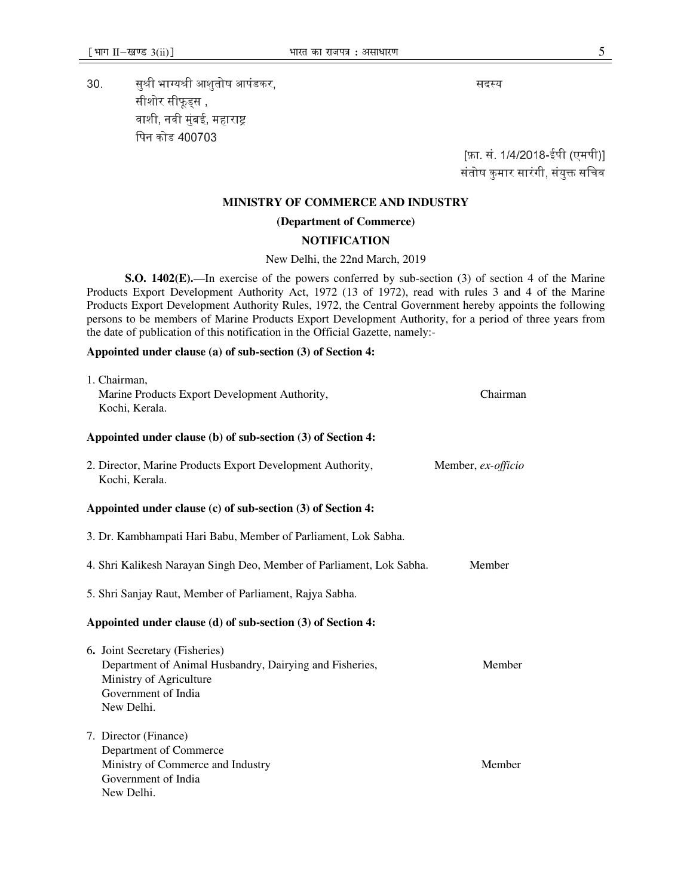30. सुश्री भाग्यश्री आशुतोष आपंडकर, सदस्य
सीशोर सीफूड्स ,
वाशी, नवी मुंबई, महाराष्ट्र
पिन कोड 400703

[फ़ा. सं. 1/4/2018-ईपी (एमपी)]
संतोष कुमार सारंगी, संयुक्त सचिव

**MINISTRY OF COMMERCE AND INDUSTRY**

**(Department of Commerce)**

**NOTIFICATION**

New Delhi, the 22nd March, 2019

**S.O. 1402(E).**—In exercise of the powers conferred by sub-section (3) of section 4 of the Marine Products Export Development Authority Act, 1972 (13 of 1972), read with rules 3 and 4 of the Marine Products Export Development Authority Rules, 1972, the Central Government hereby appoints the following persons to be members of Marine Products Export Development Authority, for a period of three years from the date of publication of this notification in the Official Gazette, namely:-

**Appointed under clause (a) of sub-section (3) of Section 4:**

1. Chairman,
Marine Products Export Development Authority, Chairman
Kochi, Kerala.

**Appointed under clause (b) of sub-section (3) of Section 4:**

2. Director, Marine Products Export Development Authority, Member, *ex-officio*
Kochi, Kerala.

**Appointed under clause (c) of sub-section (3) of Section 4:**

3. Dr. Kambhampati Hari Babu, Member of Parliament, Lok Sabha.

4. Shri Kalikesh Narayan Singh Deo, Member of Parliament, Lok Sabha. Member

5. Shri Sanjay Raut, Member of Parliament, Rajya Sabha.

**Appointed under clause (d) of sub-section (3) of Section 4:**

6. Joint Secretary (Fisheries)
Department of Animal Husbandry, Dairying and Fisheries, Member
Ministry of Agriculture
Government of India
New Delhi.

7. Director (Finance)
Department of Commerce
Ministry of Commerce and Industry Member
Government of India
New Delhi.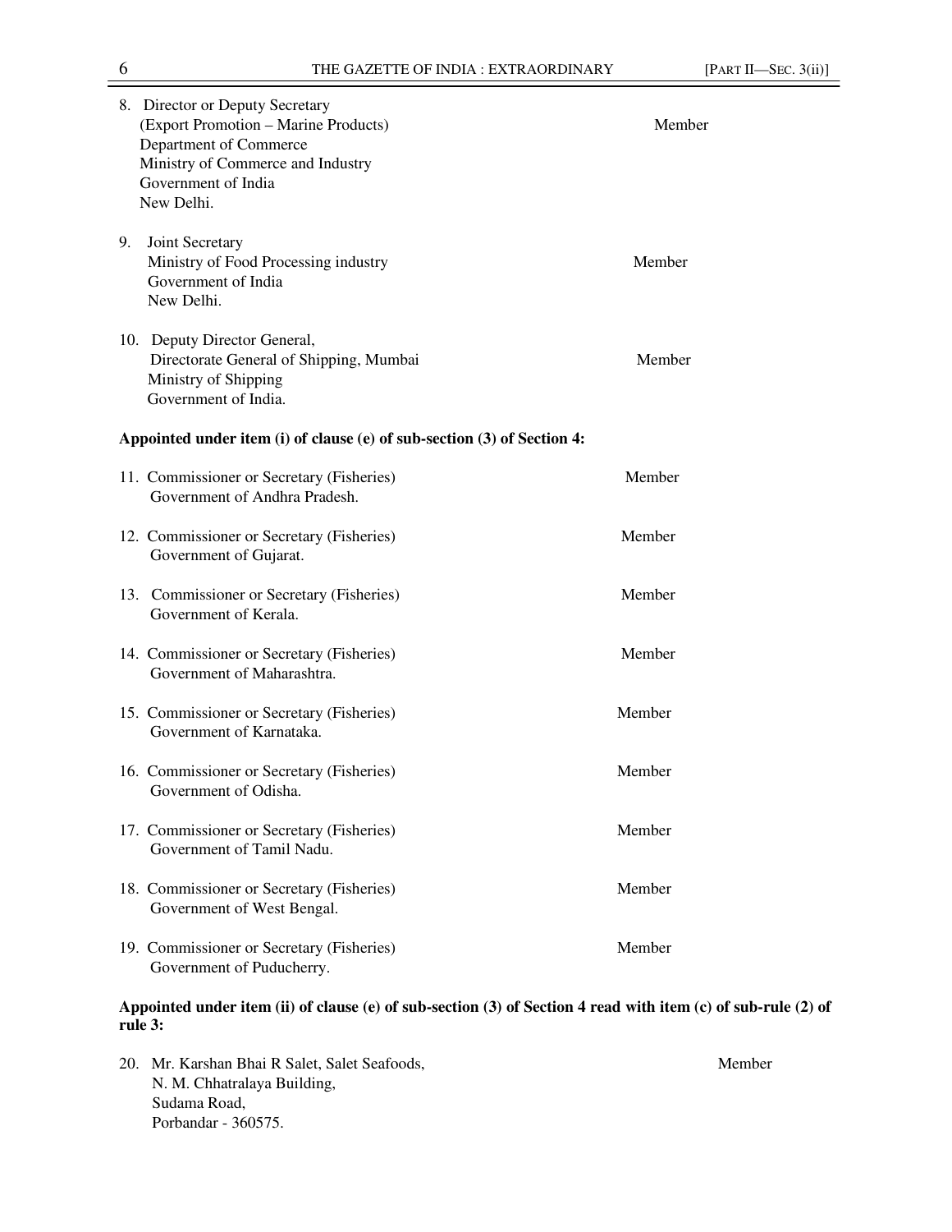8. Director or Deputy Secretary
   (Export Promotion – Marine Products)
   Department of Commerce
   Ministry of Commerce and Industry
   Government of India
   New Delhi. — Member

9. Joint Secretary
   Ministry of Food Processing industry
   Government of India
   New Delhi. — Member

10. Deputy Director General,
    Directorate General of Shipping, Mumbai
    Ministry of Shipping
    Government of India. — Member

**Appointed under item (i) of clause (e) of sub-section (3) of Section 4:**

11. Commissioner or Secretary (Fisheries)
    Government of Andhra Pradesh. — Member

12. Commissioner or Secretary (Fisheries)
    Government of Gujarat. — Member

13. Commissioner or Secretary (Fisheries)
    Government of Kerala. — Member

14. Commissioner or Secretary (Fisheries)
    Government of Maharashtra. — Member

15. Commissioner or Secretary (Fisheries)
    Government of Karnataka. — Member

16. Commissioner or Secretary (Fisheries)
    Government of Odisha. — Member

17. Commissioner or Secretary (Fisheries)
    Government of Tamil Nadu. — Member

18. Commissioner or Secretary (Fisheries)
    Government of West Bengal. — Member

19. Commissioner or Secretary (Fisheries)
    Government of Puducherry. — Member

**Appointed under item (ii) of clause (e) of sub-section (3) of Section 4 read with item (c) of sub-rule (2) of rule 3:**

20. Mr. Karshan Bhai R Salet, Salet Seafoods,
    N. M. Chhatralaya Building,
    Sudama Road,
    Porbandar - 360575. — Member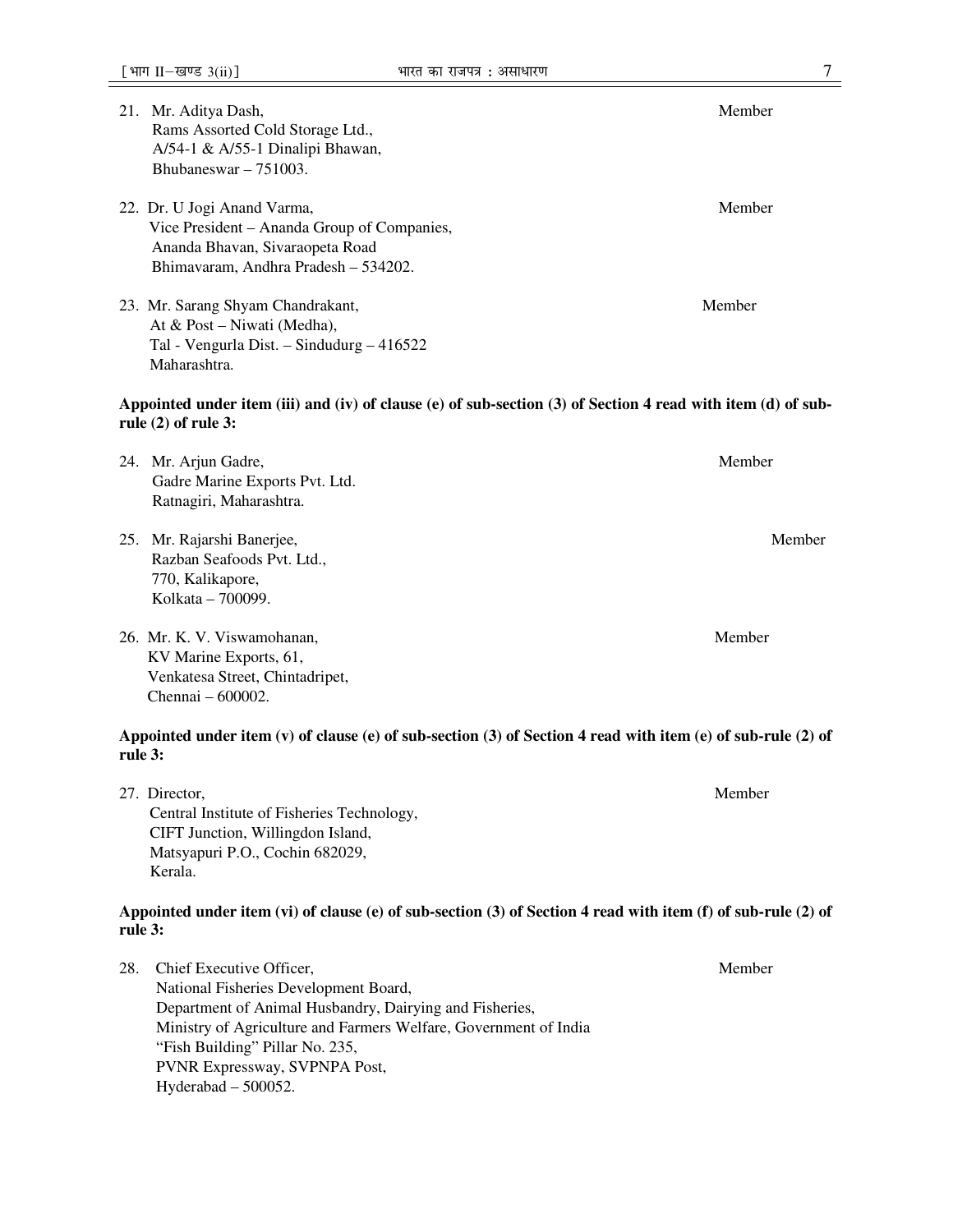21. Mr. Aditya Dash, Member
Rams Assorted Cold Storage Ltd.,
A/54-1 & A/55-1 Dinalipi Bhawan,
Bhubaneswar – 751003.

22. Dr. U Jogi Anand Varma, Member
Vice President – Ananda Group of Companies,
Ananda Bhavan, Sivaraopeta Road
Bhimavaram, Andhra Pradesh – 534202.

23. Mr. Sarang Shyam Chandrakant, Member
At & Post – Niwati (Medha),
Tal - Vengurla Dist. – Sindudurg – 416522
Maharashtra.

**Appointed under item (iii) and (iv) of clause (e) of sub-section (3) of Section 4 read with item (d) of sub-rule (2) of rule 3:**

24. Mr. Arjun Gadre, Member
Gadre Marine Exports Pvt. Ltd.
Ratnagiri, Maharashtra.

25. Mr. Rajarshi Banerjee, Member
Razban Seafoods Pvt. Ltd.,
770, Kalikapore,
Kolkata – 700099.

26. Mr. K. V. Viswamohanan, Member
KV Marine Exports, 61,
Venkatesa Street, Chintadripet,
Chennai – 600002.

**Appointed under item (v) of clause (e) of sub-section (3) of Section 4 read with item (e) of sub-rule (2) of rule 3:**

27. Director, Member
Central Institute of Fisheries Technology,
CIFT Junction, Willingdon Island,
Matsyapuri P.O., Cochin 682029,
Kerala.

**Appointed under item (vi) of clause (e) of sub-section (3) of Section 4 read with item (f) of sub-rule (2) of rule 3:**

28. Chief Executive Officer, Member
National Fisheries Development Board,
Department of Animal Husbandry, Dairying and Fisheries,
Ministry of Agriculture and Farmers Welfare, Government of India
"Fish Building" Pillar No. 235,
PVNR Expressway, SVPNPA Post,
Hyderabad – 500052.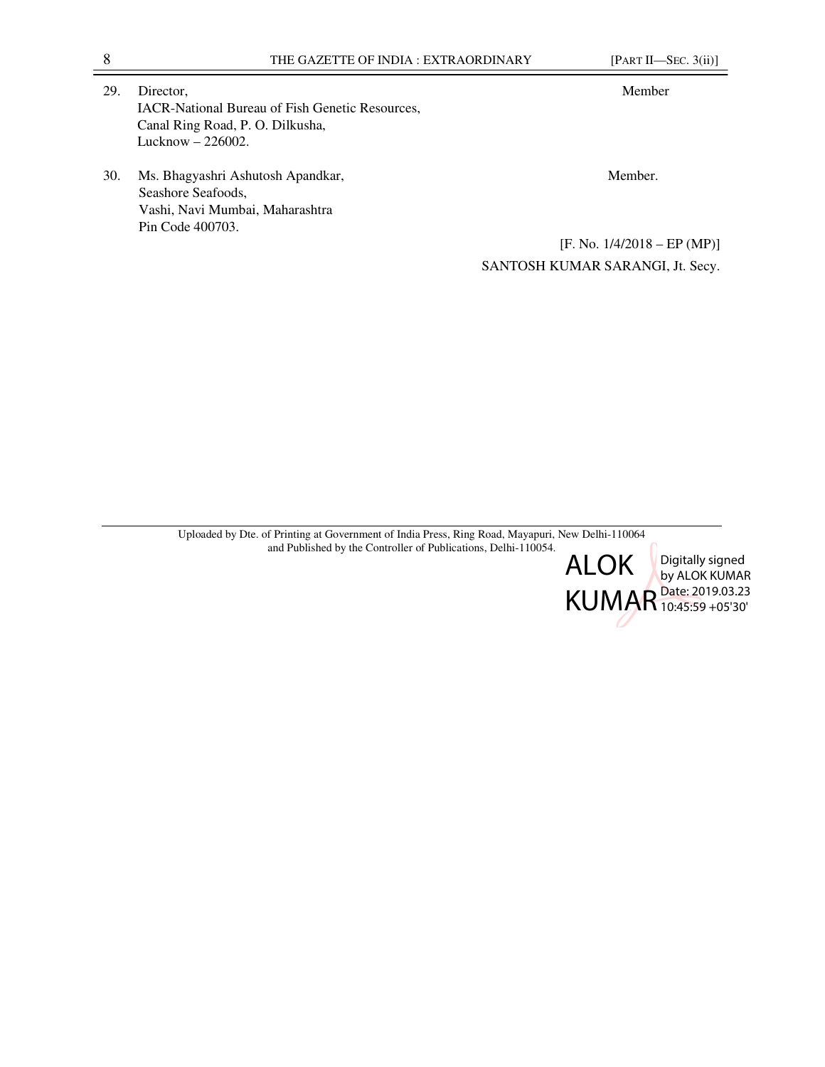29. Director,
    IACR-National Bureau of Fish Genetic Resources,
    Canal Ring Road, P. O. Dilkusha,
    Lucknow – 226002.
    Member

30. Ms. Bhagyashri Ashutosh Apandkar,
    Seashore Seafoods,
    Vashi, Navi Mumbai, Maharashtra
    Pin Code 400703.
    Member.

[F. No. 1/4/2018 – EP (MP)]

SANTOSH KUMAR SARANGI, Jt. Secy.

Uploaded by Dte. of Printing at Government of India Press, Ring Road, Mayapuri, New Delhi-110064
and Published by the Controller of Publications, Delhi-110054.

ALOK KUMAR Digitally signed by ALOK KUMAR Date: 2019.03.23 10:45:59 +05'30'